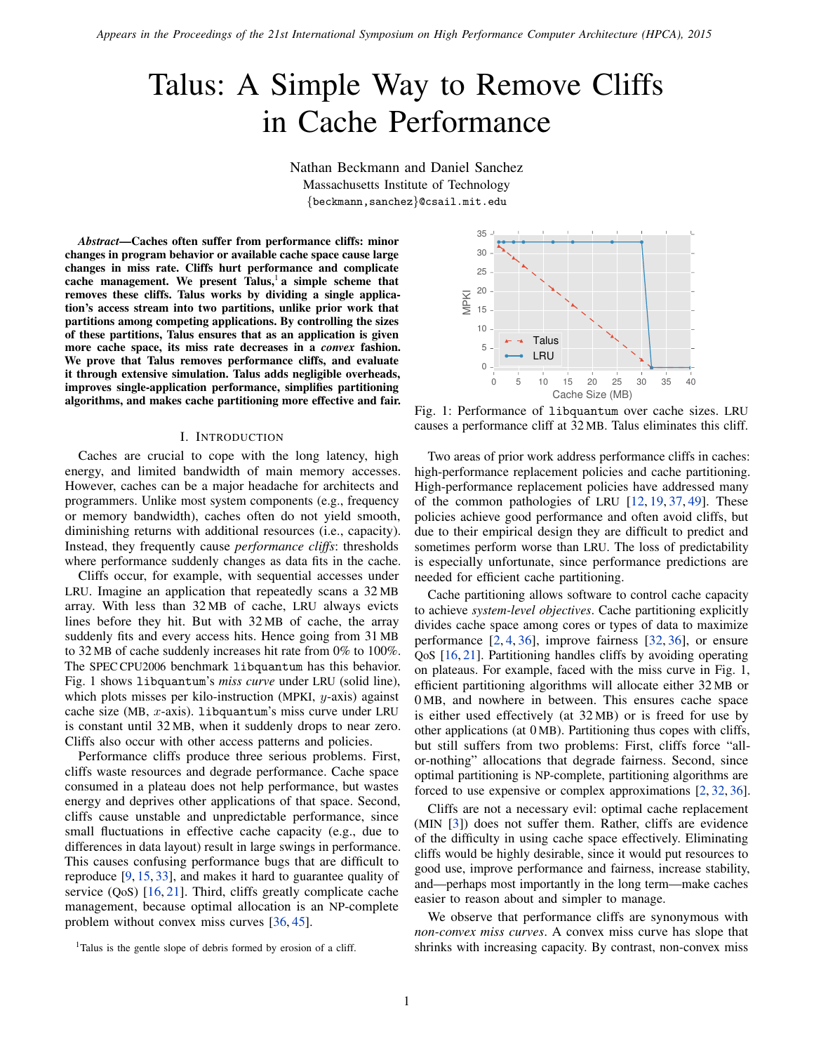*Appears in the Proceedings of the 21st International Symposium on High Performance Computer Architecture (HPCA), 2015*

# Talus: A Simple Way to Remove Cliffs in Cache Performance

Nathan Beckmann and Daniel Sanchez
Massachusetts Institute of Technology
{beckmann,sanchez}@csail.mit.edu

***Abstract*—Caches often suffer from performance cliffs: minor changes in program behavior or available cache space cause large changes in miss rate. Cliffs hurt performance and complicate cache management. We present Talus,[1] a simple scheme that removes these cliffs. Talus works by dividing a single application's access stream into two partitions, unlike prior work that partitions among competing applications. By controlling the sizes of these partitions, Talus ensures that as an application is given more cache space, its miss rate decreases in a *convex* fashion. We prove that Talus removes performance cliffs, and evaluate it through extensive simulation. Talus adds negligible overheads, improves single-application performance, simplifies partitioning algorithms, and makes cache partitioning more effective and fair.**

## I. Introduction

Caches are crucial to cope with the long latency, high energy, and limited bandwidth of main memory accesses. However, caches can be a major headache for architects and programmers. Unlike most system components (e.g., frequency or memory bandwidth), caches often do not yield smooth, diminishing returns with additional resources (i.e., capacity). Instead, they frequently cause *performance cliffs*: thresholds where performance suddenly changes as data fits in the cache.

Cliffs occur, for example, with sequential accesses under LRU. Imagine an application that repeatedly scans a 32 MB array. With less than 32 MB of cache, LRU always evicts lines before they hit. But with 32 MB of cache, the array suddenly fits and every access hits. Hence going from 31 MB to 32 MB of cache suddenly increases hit rate from 0% to 100%. The SPEC CPU2006 benchmark `libquantum` has this behavior. Fig. 1 shows `libquantum`'s *miss curve* under LRU (solid line), which plots misses per kilo-instruction (MPKI, $y$-axis) against cache size (MB, $x$-axis). `libquantum`'s miss curve under LRU is constant until 32 MB, when it suddenly drops to near zero. Cliffs also occur with other access patterns and policies.

Performance cliffs produce three serious problems. First, cliffs waste resources and degrade performance. Cache space consumed in a plateau does not help performance, but wastes energy and deprives other applications of that space. Second, cliffs cause unstable and unpredictable performance, since small fluctuations in effective cache capacity (e.g., due to differences in data layout) result in large swings in performance. This causes confusing performance bugs that are difficult to reproduce [9, 15, 33], and makes it hard to guarantee quality of service (QoS) [16, 21]. Third, cliffs greatly complicate cache management, because optimal allocation is an NP-complete problem without convex miss curves [36, 45].

[1] Talus is the gentle slope of debris formed by erosion of a cliff.

Fig. 1: Performance of `libquantum` over cache sizes. LRU causes a performance cliff at 32 MB. Talus eliminates this cliff.

Two areas of prior work address performance cliffs in caches: high-performance replacement policies and cache partitioning. High-performance replacement policies have addressed many of the common pathologies of LRU [12, 19, 37, 49]. These policies achieve good performance and often avoid cliffs, but due to their empirical design they are difficult to predict and sometimes perform worse than LRU. The loss of predictability is especially unfortunate, since performance predictions are needed for efficient cache partitioning.

Cache partitioning allows software to control cache capacity to achieve *system-level objectives*. Cache partitioning explicitly divides cache space among cores or types of data to maximize performance [2, 4, 36], improve fairness [32, 36], or ensure QoS [16, 21]. Partitioning handles cliffs by avoiding operating on plateaus. For example, faced with the miss curve in Fig. 1, efficient partitioning algorithms will allocate either 32 MB or 0 MB, and nowhere in between. This ensures cache space is either used effectively (at 32 MB) or is freed for use by other applications (at 0 MB). Partitioning thus copes with cliffs, but still suffers from two problems: First, cliffs force "all-or-nothing" allocations that degrade fairness. Second, since optimal partitioning is NP-complete, partitioning algorithms are forced to use expensive or complex approximations [2, 32, 36].

Cliffs are not a necessary evil: optimal cache replacement (MIN [3]) does not suffer them. Rather, cliffs are evidence of the difficulty in using cache space effectively. Eliminating cliffs would be highly desirable, since it would put resources to good use, improve performance and fairness, increase stability, and—perhaps most importantly in the long term—make caches easier to reason about and simpler to manage.

We observe that performance cliffs are synonymous with *non-convex miss curves*. A convex miss curve has slope that shrinks with increasing capacity. By contrast, non-convex miss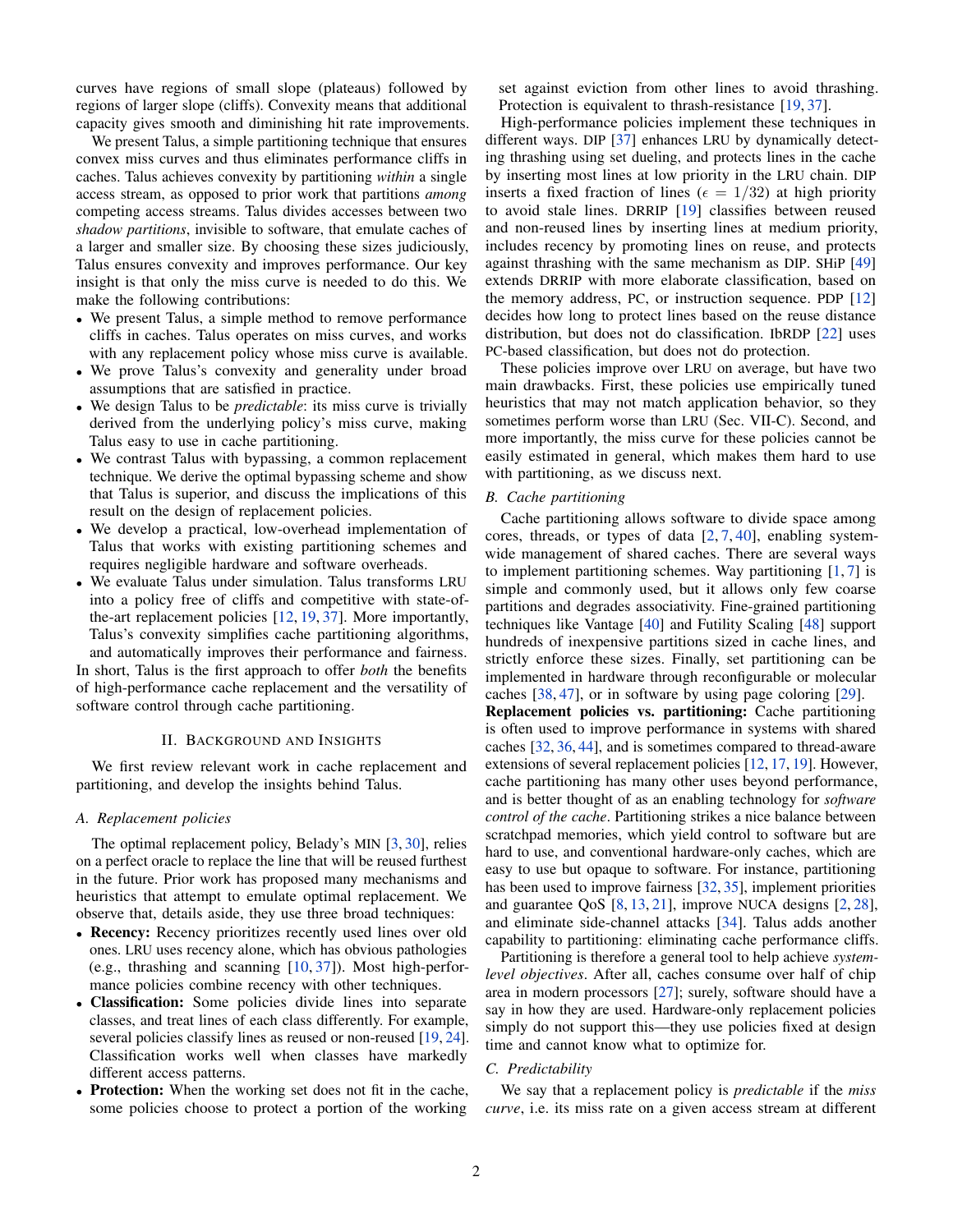curves have regions of small slope (plateaus) followed by regions of larger slope (cliffs). Convexity means that additional capacity gives smooth and diminishing hit rate improvements.

We present Talus, a simple partitioning technique that ensures convex miss curves and thus eliminates performance cliffs in caches. Talus achieves convexity by partitioning *within* a single access stream, as opposed to prior work that partitions *among* competing access streams. Talus divides accesses between two *shadow partitions*, invisible to software, that emulate caches of a larger and smaller size. By choosing these sizes judiciously, Talus ensures convexity and improves performance. Our key insight is that only the miss curve is needed to do this. We make the following contributions:

- We present Talus, a simple method to remove performance cliffs in caches. Talus operates on miss curves, and works with any replacement policy whose miss curve is available.
- We prove Talus's convexity and generality under broad assumptions that are satisfied in practice.
- We design Talus to be *predictable*: its miss curve is trivially derived from the underlying policy's miss curve, making Talus easy to use in cache partitioning.
- We contrast Talus with bypassing, a common replacement technique. We derive the optimal bypassing scheme and show that Talus is superior, and discuss the implications of this result on the design of replacement policies.
- We develop a practical, low-overhead implementation of Talus that works with existing partitioning schemes and requires negligible hardware and software overheads.
- We evaluate Talus under simulation. Talus transforms LRU into a policy free of cliffs and competitive with state-of-the-art replacement policies [12, 19, 37]. More importantly, Talus's convexity simplifies cache partitioning algorithms, and automatically improves their performance and fairness.

In short, Talus is the first approach to offer *both* the benefits of high-performance cache replacement and the versatility of software control through cache partitioning.

## II. Background and Insights

We first review relevant work in cache replacement and partitioning, and develop the insights behind Talus.

### A. Replacement policies

The optimal replacement policy, Belady's MIN [3, 30], relies on a perfect oracle to replace the line that will be reused furthest in the future. Prior work has proposed many mechanisms and heuristics that attempt to emulate optimal replacement. We observe that, details aside, they use three broad techniques:

- **Recency:** Recency prioritizes recently used lines over old ones. LRU uses recency alone, which has obvious pathologies (e.g., thrashing and scanning [10, 37]). Most high-performance policies combine recency with other techniques.
- **Classification:** Some policies divide lines into separate classes, and treat lines of each class differently. For example, several policies classify lines as reused or non-reused [19, 24]. Classification works well when classes have markedly different access patterns.
- **Protection:** When the working set does not fit in the cache, some policies choose to protect a portion of the working set against eviction from other lines to avoid thrashing. Protection is equivalent to thrash-resistance [19, 37].

High-performance policies implement these techniques in different ways. DIP [37] enhances LRU by dynamically detecting thrashing using set dueling, and protects lines in the cache by inserting most lines at low priority in the LRU chain. DIP inserts a fixed fraction of lines ($\epsilon = 1/32$) at high priority to avoid stale lines. DRRIP [19] classifies between reused and non-reused lines by inserting lines at medium priority, includes recency by promoting lines on reuse, and protects against thrashing with the same mechanism as DIP. SHiP [49] extends DRRIP with more elaborate classification, based on the memory address, PC, or instruction sequence. PDP [12] decides how long to protect lines based on the reuse distance distribution, but does not do classification. IbRDP [22] uses PC-based classification, but does not do protection.

These policies improve over LRU on average, but have two main drawbacks. First, these policies use empirically tuned heuristics that may not match application behavior, so they sometimes perform worse than LRU (Sec. VII-C). Second, and more importantly, the miss curve for these policies cannot be easily estimated in general, which makes them hard to use with partitioning, as we discuss next.

### B. Cache partitioning

Cache partitioning allows software to divide space among cores, threads, or types of data [2, 7, 40], enabling system-wide management of shared caches. There are several ways to implement partitioning schemes. Way partitioning [1, 7] is simple and commonly used, but it allows only few coarse partitions and degrades associativity. Fine-grained partitioning techniques like Vantage [40] and Futility Scaling [48] support hundreds of inexpensive partitions sized in cache lines, and strictly enforce these sizes. Finally, set partitioning can be implemented in hardware through reconfigurable or molecular caches [38, 47], or in software by using page coloring [29].

**Replacement policies vs. partitioning:** Cache partitioning is often used to improve performance in systems with shared caches [32, 36, 44], and is sometimes compared to thread-aware extensions of several replacement policies [12, 17, 19]. However, cache partitioning has many other uses beyond performance, and is better thought of as an enabling technology for *software control of the cache*. Partitioning strikes a nice balance between scratchpad memories, which yield control to software but are hard to use, and conventional hardware-only caches, which are easy to use but opaque to software. For instance, partitioning has been used to improve fairness [32, 35], implement priorities and guarantee QoS [8, 13, 21], improve NUCA designs [2, 28], and eliminate side-channel attacks [34]. Talus adds another capability to partitioning: eliminating cache performance cliffs.

Partitioning is therefore a general tool to help achieve *system-level objectives*. After all, caches consume over half of chip area in modern processors [27]; surely, software should have a say in how they are used. Hardware-only replacement policies simply do not support this—they use policies fixed at design time and cannot know what to optimize for.

### C. Predictability

We say that a replacement policy is *predictable* if the *miss curve*, i.e. its miss rate on a given access stream at different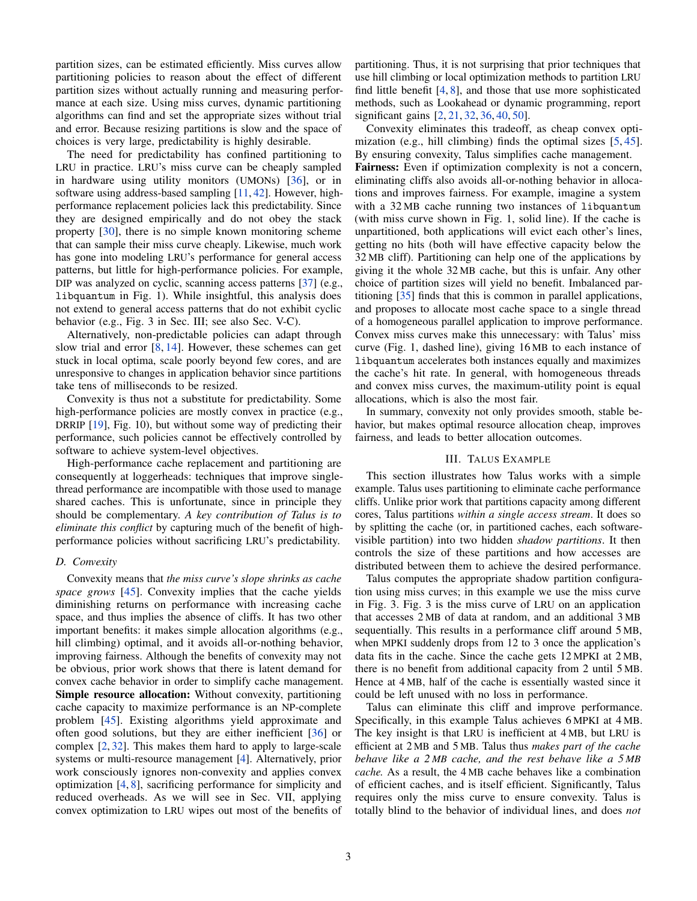partition sizes, can be estimated efficiently. Miss curves allow partitioning policies to reason about the effect of different partition sizes without actually running and measuring performance at each size. Using miss curves, dynamic partitioning algorithms can find and set the appropriate sizes without trial and error. Because resizing partitions is slow and the space of choices is very large, predictability is highly desirable.

The need for predictability has confined partitioning to LRU in practice. LRU's miss curve can be cheaply sampled in hardware using utility monitors (UMONs) [36], or in software using address-based sampling [11, 42]. However, high-performance replacement policies lack this predictability. Since they are designed empirically and do not obey the stack property [30], there is no simple known monitoring scheme that can sample their miss curve cheaply. Likewise, much work has gone into modeling LRU's performance for general access patterns, but little for high-performance policies. For example, DIP was analyzed on cyclic, scanning access patterns [37] (e.g., `libquantum` in Fig. 1). While insightful, this analysis does not extend to general access patterns that do not exhibit cyclic behavior (e.g., Fig. 3 in Sec. III; see also Sec. V-C).

Alternatively, non-predictable policies can adapt through slow trial and error [8, 14]. However, these schemes can get stuck in local optima, scale poorly beyond few cores, and are unresponsive to changes in application behavior since partitions take tens of milliseconds to be resized.

Convexity is thus not a substitute for predictability. Some high-performance policies are mostly convex in practice (e.g., DRRIP [19], Fig. 10), but without some way of predicting their performance, such policies cannot be effectively controlled by software to achieve system-level objectives.

High-performance cache replacement and partitioning are consequently at loggerheads: techniques that improve single-thread performance are incompatible with those used to manage shared caches. This is unfortunate, since in principle they should be complementary. *A key contribution of Talus is to eliminate this conflict* by capturing much of the benefit of high-performance policies without sacrificing LRU's predictability.

### D. Convexity

Convexity means that *the miss curve's slope shrinks as cache space grows* [45]. Convexity implies that the cache yields diminishing returns on performance with increasing cache space, and thus implies the absence of cliffs. It has two other important benefits: it makes simple allocation algorithms (e.g., hill climbing) optimal, and it avoids all-or-nothing behavior, improving fairness. Although the benefits of convexity may not be obvious, prior work shows that there is latent demand for convex cache behavior in order to simplify cache management.

**Simple resource allocation:** Without convexity, partitioning cache capacity to maximize performance is an NP-complete problem [45]. Existing algorithms yield approximate and often good solutions, but they are either inefficient [36] or complex [2, 32]. This makes them hard to apply to large-scale systems or multi-resource management [4]. Alternatively, prior work consciously ignores non-convexity and applies convex optimization [4, 8], sacrificing performance for simplicity and reduced overheads. As we will see in Sec. VII, applying convex optimization to LRU wipes out most of the benefits of partitioning. Thus, it is not surprising that prior techniques that use hill climbing or local optimization methods to partition LRU find little benefit [4, 8], and those that use more sophisticated methods, such as Lookahead or dynamic programming, report significant gains [2, 21, 32, 36, 40, 50].

Convexity eliminates this tradeoff, as cheap convex optimization (e.g., hill climbing) finds the optimal sizes [5, 45]. By ensuring convexity, Talus simplifies cache management.

**Fairness:** Even if optimization complexity is not a concern, eliminating cliffs also avoids all-or-nothing behavior in allocations and improves fairness. For example, imagine a system with a 32 MB cache running two instances of `libquantum` (with miss curve shown in Fig. 1, solid line). If the cache is unpartitioned, both applications will evict each other's lines, getting no hits (both will have effective capacity below the 32 MB cliff). Partitioning can help one of the applications by giving it the whole 32 MB cache, but this is unfair. Any other choice of partition sizes will yield no benefit. Imbalanced partitioning [35] finds that this is common in parallel applications, and proposes to allocate most cache space to a single thread of a homogeneous parallel application to improve performance. Convex miss curves make this unnecessary: with Talus' miss curve (Fig. 1, dashed line), giving 16 MB to each instance of `libquantum` accelerates both instances equally and maximizes the cache's hit rate. In general, with homogeneous threads and convex miss curves, the maximum-utility point is equal allocations, which is also the most fair.

In summary, convexity not only provides smooth, stable behavior, but makes optimal resource allocation cheap, improves fairness, and leads to better allocation outcomes.

## III. Talus Example

This section illustrates how Talus works with a simple example. Talus uses partitioning to eliminate cache performance cliffs. Unlike prior work that partitions capacity among different cores, Talus partitions *within a single access stream*. It does so by splitting the cache (or, in partitioned caches, each software-visible partition) into two hidden *shadow partitions*. It then controls the size of these partitions and how accesses are distributed between them to achieve the desired performance.

Talus computes the appropriate shadow partition configuration using miss curves; in this example we use the miss curve in Fig. 3. Fig. 3 is the miss curve of LRU on an application that accesses 2 MB of data at random, and an additional 3 MB sequentially. This results in a performance cliff around 5 MB, when MPKI suddenly drops from 12 to 3 once the application's data fits in the cache. Since the cache gets 12 MPKI at 2 MB, there is no benefit from additional capacity from 2 until 5 MB. Hence at 4 MB, half of the cache is essentially wasted since it could be left unused with no loss in performance.

Talus can eliminate this cliff and improve performance. Specifically, in this example Talus achieves 6 MPKI at 4 MB. The key insight is that LRU is inefficient at 4 MB, but LRU is efficient at 2 MB and 5 MB. Talus thus *makes part of the cache behave like a 2 MB cache, and the rest behave like a 5 MB cache.* As a result, the 4 MB cache behaves like a combination of efficient caches, and is itself efficient. Significantly, Talus requires only the miss curve to ensure convexity. Talus is totally blind to the behavior of individual lines, and does *not*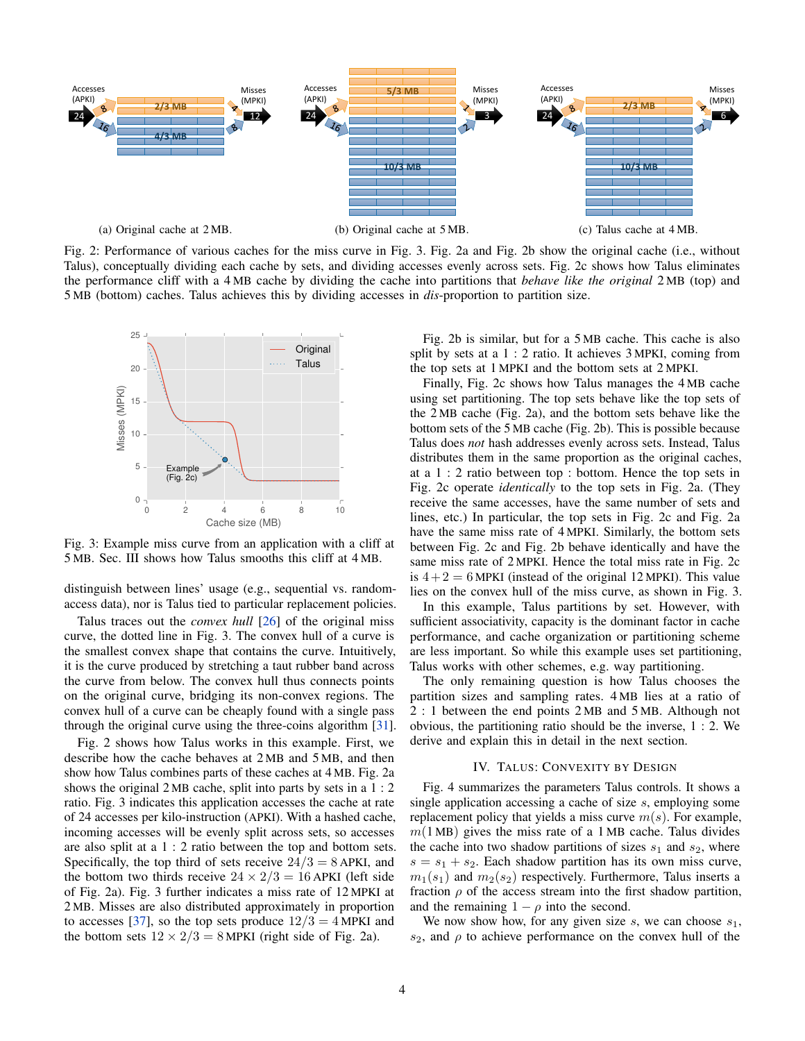Fig. 2: Performance of various caches for the miss curve in Fig. 3. Fig. 2a and Fig. 2b show the original cache (i.e., without Talus), conceptually dividing each cache by sets, and dividing accesses evenly across sets. Fig. 2c shows how Talus eliminates the performance cliff with a 4 MB cache by dividing the cache into partitions that *behave like the original* 2 MB (top) and 5 MB (bottom) caches. Talus achieves this by dividing accesses in *dis*-proportion to partition size.

(a) Original cache at 2 MB. (b) Original cache at 5 MB. (c) Talus cache at 4 MB.

Fig. 3: Example miss curve from an application with a cliff at 5 MB. Sec. III shows how Talus smooths this cliff at 4 MB.

distinguish between lines' usage (e.g., sequential vs. random-access data), nor is Talus tied to particular replacement policies.

Talus traces out the *convex hull* [26] of the original miss curve, the dotted line in Fig. 3. The convex hull of a curve is the smallest convex shape that contains the curve. Intuitively, it is the curve produced by stretching a taut rubber band across the curve from below. The convex hull thus connects points on the original curve, bridging its non-convex regions. The convex hull of a curve can be cheaply found with a single pass through the original curve using the three-coins algorithm [31].

Fig. 2 shows how Talus works in this example. First, we describe how the cache behaves at 2 MB and 5 MB, and then show how Talus combines parts of these caches at 4 MB. Fig. 2a shows the original 2 MB cache, split into parts by sets in a 1 : 2 ratio. Fig. 3 indicates this application accesses the cache at rate of 24 accesses per kilo-instruction (APKI). With a hashed cache, incoming accesses will be evenly split across sets, so accesses are also split at a 1 : 2 ratio between the top and bottom sets. Specifically, the top third of sets receive $24/3 = 8$ APKI, and the bottom two thirds receive $24 \times 2/3 = 16$ APKI (left side of Fig. 2a). Fig. 3 further indicates a miss rate of 12 MPKI at 2 MB. Misses are also distributed approximately in proportion to accesses [37], so the top sets produce $12/3 = 4$ MPKI and the bottom sets $12 \times 2/3 = 8$ MPKI (right side of Fig. 2a).

Fig. 2b is similar, but for a 5 MB cache. This cache is also split by sets at a 1 : 2 ratio. It achieves 3 MPKI, coming from the top sets at 1 MPKI and the bottom sets at 2 MPKI.

Finally, Fig. 2c shows how Talus manages the 4 MB cache using set partitioning. The top sets behave like the top sets of the 2 MB cache (Fig. 2a), and the bottom sets behave like the bottom sets of the 5 MB cache (Fig. 2b). This is possible because Talus does *not* hash addresses evenly across sets. Instead, Talus distributes them in the same proportion as the original caches, at a 1 : 2 ratio between top : bottom. Hence the top sets in Fig. 2c operate *identically* to the top sets in Fig. 2a. (They receive the same accesses, have the same number of sets and lines, etc.) In particular, the top sets in Fig. 2c and Fig. 2a have the same miss rate of 4 MPKI. Similarly, the bottom sets between Fig. 2c and Fig. 2b behave identically and have the same miss rate of 2 MPKI. Hence the total miss rate in Fig. 2c is $4+2 = 6$ MPKI (instead of the original 12 MPKI). This value lies on the convex hull of the miss curve, as shown in Fig. 3.

In this example, Talus partitions by set. However, with sufficient associativity, capacity is the dominant factor in cache performance, and cache organization or partitioning scheme are less important. So while this example uses set partitioning, Talus works with other schemes, e.g. way partitioning.

The only remaining question is how Talus chooses the partition sizes and sampling rates. 4 MB lies at a ratio of 2 : 1 between the end points 2 MB and 5 MB. Although not obvious, the partitioning ratio should be the inverse, 1 : 2. We derive and explain this in detail in the next section.

## IV. Talus: Convexity by Design

Fig. 4 summarizes the parameters Talus controls. It shows a single application accessing a cache of size $s$, employing some replacement policy that yields a miss curve $m(s)$. For example, $m(1\,\text{MB})$ gives the miss rate of a 1 MB cache. Talus divides the cache into two shadow partitions of sizes $s_1$ and $s_2$, where $s = s_1 + s_2$. Each shadow partition has its own miss curve, $m_1(s_1)$ and $m_2(s_2)$ respectively. Furthermore, Talus inserts a fraction $\rho$ of the access stream into the first shadow partition, and the remaining $1 - \rho$ into the second.

We now show how, for any given size $s$, we can choose $s_1$, $s_2$, and $\rho$ to achieve performance on the convex hull of the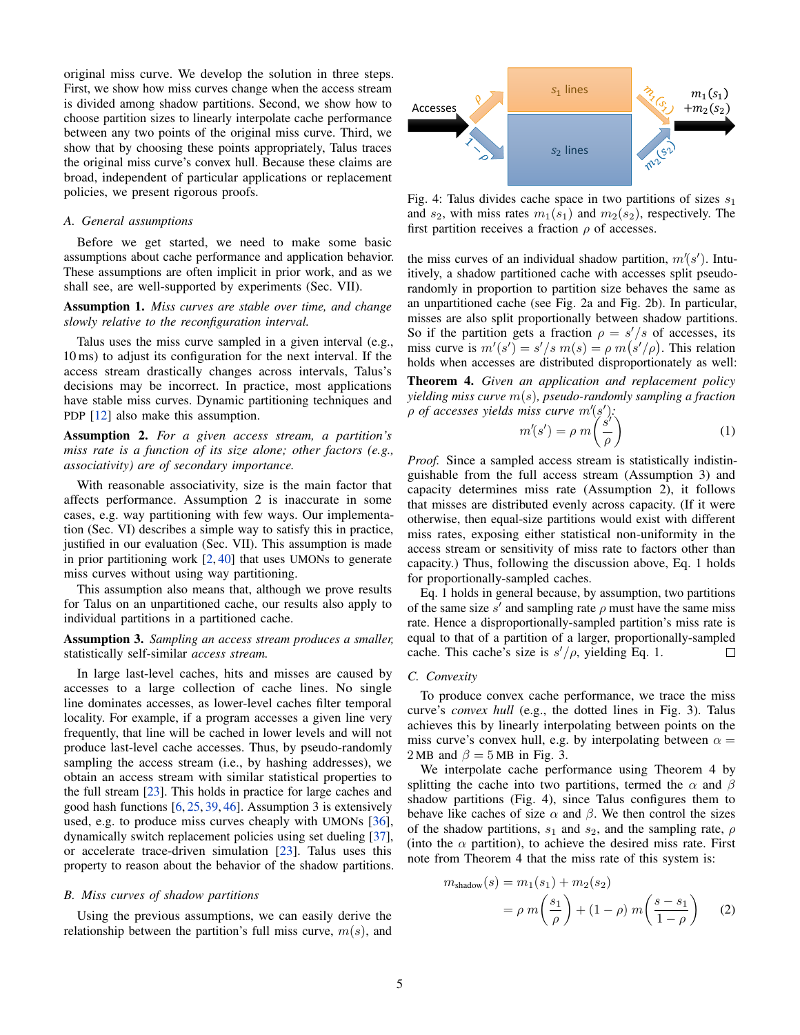original miss curve. We develop the solution in three steps. First, we show how miss curves change when the access stream is divided among shadow partitions. Second, we show how to choose partition sizes to linearly interpolate cache performance between any two points of the original miss curve. Third, we show that by choosing these points appropriately, Talus traces the original miss curve's convex hull. Because these claims are broad, independent of particular applications or replacement policies, we present rigorous proofs.

### A. General assumptions

Before we get started, we need to make some basic assumptions about cache performance and application behavior. These assumptions are often implicit in prior work, and as we shall see, are well-supported by experiments (Sec. VII).

**Assumption 1.** *Miss curves are stable over time, and change slowly relative to the reconfiguration interval.*

Talus uses the miss curve sampled in a given interval (e.g., 10 ms) to adjust its configuration for the next interval. If the access stream drastically changes across intervals, Talus's decisions may be incorrect. In practice, most applications have stable miss curves. Dynamic partitioning techniques and PDP [12] also make this assumption.

**Assumption 2.** *For a given access stream, a partition's miss rate is a function of its size alone; other factors (e.g., associativity) are of secondary importance.*

With reasonable associativity, size is the main factor that affects performance. Assumption 2 is inaccurate in some cases, e.g. way partitioning with few ways. Our implementation (Sec. VI) describes a simple way to satisfy this in practice, justified in our evaluation (Sec. VII). This assumption is made in prior partitioning work [2, 40] that uses UMONs to generate miss curves without using way partitioning.

This assumption also means that, although we prove results for Talus on an unpartitioned cache, our results also apply to individual partitions in a partitioned cache.

**Assumption 3.** *Sampling an access stream produces a smaller, statistically self-similar access stream.*

In large last-level caches, hits and misses are caused by accesses to a large collection of cache lines. No single line dominates accesses, as lower-level caches filter temporal locality. For example, if a program accesses a given line very frequently, that line will be cached in lower levels and will not produce last-level cache accesses. Thus, by pseudo-randomly sampling the access stream (i.e., by hashing addresses), we obtain an access stream with similar statistical properties to the full stream [23]. This holds in practice for large caches and good hash functions [6, 25, 39, 46]. Assumption 3 is extensively used, e.g. to produce miss curves cheaply with UMONs [36], dynamically switch replacement policies using set dueling [37], or accelerate trace-driven simulation [23]. Talus uses this property to reason about the behavior of the shadow partitions.

### B. Miss curves of shadow partitions

Using the previous assumptions, we can easily derive the relationship between the partition's full miss curve, $m(s)$, and the miss curves of an individual shadow partition, $m'(s')$. Intuitively, a shadow partitioned cache with accesses split pseudo-randomly in proportion to partition size behaves the same as an unpartitioned cache (see Fig. 2a and Fig. 2b). In particular, misses are also split proportionally between shadow partitions. So if the partition gets a fraction $\rho = s'/s$ of accesses, its miss curve is $m'(s') = s'/s\; m(s) = \rho\, m(s'/\rho)$. This relation holds when accesses are distributed disproportionately as well:

Fig. 4: Talus divides cache space in two partitions of sizes $s_1$ and $s_2$, with miss rates $m_1(s_1)$ and $m_2(s_2)$, respectively. The first partition receives a fraction $\rho$ of accesses.

**Theorem 4.** *Given an application and replacement policy yielding miss curve $m(s)$, pseudo-randomly sampling a fraction $\rho$ of accesses yields miss curve $m'(s')$:*

$$m'(s') = \rho\, m\left(\frac{s'}{\rho}\right) \tag{1}$$

*Proof.* Since a sampled access stream is statistically indistinguishable from the full access stream (Assumption 3) and capacity determines miss rate (Assumption 2), it follows that misses are distributed evenly across capacity. (If it were otherwise, then equal-size partitions would exist with different miss rates, exposing either statistical non-uniformity in the access stream or sensitivity of miss rate to factors other than capacity.) Thus, following the discussion above, Eq. 1 holds for proportionally-sampled caches.

Eq. 1 holds in general because, by assumption, two partitions of the same size $s'$ and sampling rate $\rho$ must have the same miss rate. Hence a disproportionally-sampled partition's miss rate is equal to that of a partition of a larger, proportionally-sampled cache. This cache's size is $s'/\rho$, yielding Eq. 1. □

### C. Convexity

To produce convex cache performance, we trace the miss curve's *convex hull* (e.g., the dotted lines in Fig. 3). Talus achieves this by linearly interpolating between points on the miss curve's convex hull, e.g. by interpolating between $\alpha = 2\,\text{MB}$ and $\beta = 5\,\text{MB}$ in Fig. 3.

We interpolate cache performance using Theorem 4 by splitting the cache into two partitions, termed the $\alpha$ and $\beta$ shadow partitions (Fig. 4), since Talus configures them to behave like caches of size $\alpha$ and $\beta$. We then control the sizes of the shadow partitions, $s_1$ and $s_2$, and the sampling rate, $\rho$ (into the $\alpha$ partition), to achieve the desired miss rate. First note from Theorem 4 that the miss rate of this system is:

$$\begin{aligned} m_{\text{shadow}}(s) &= m_1(s_1) + m_2(s_2) \\ &= \rho\, m\left(\frac{s_1}{\rho}\right) + (1-\rho)\, m\left(\frac{s - s_1}{1-\rho}\right) \end{aligned} \tag{2}$$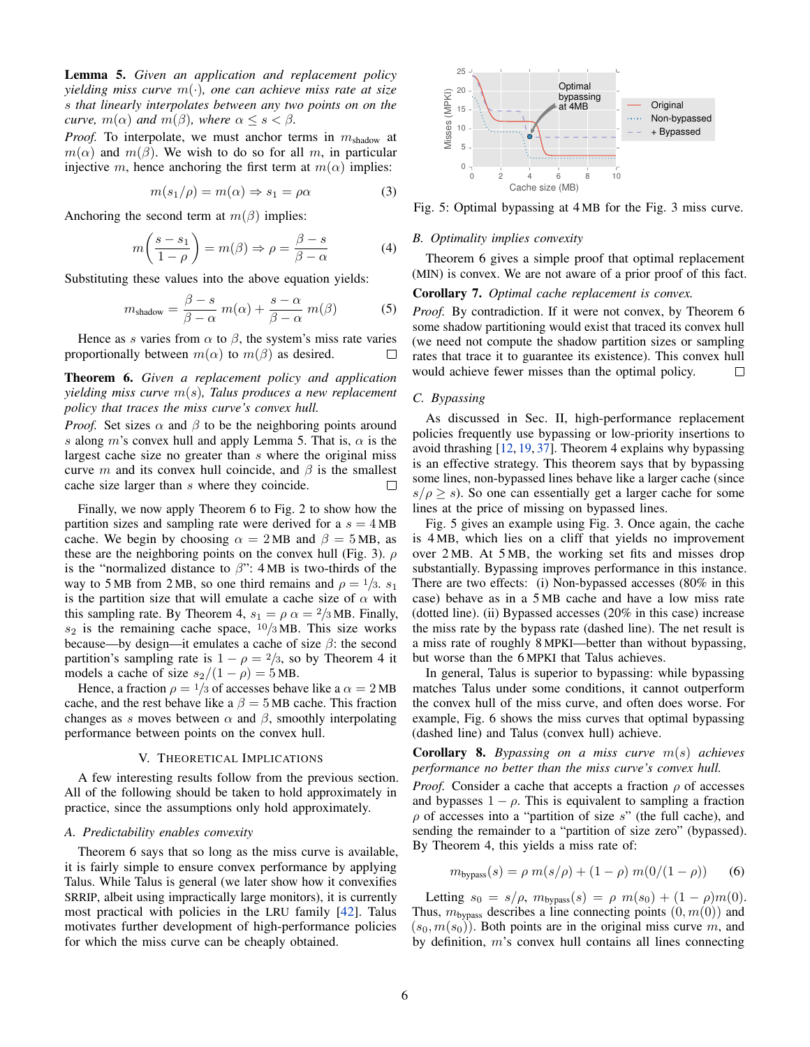**Lemma 5.** *Given an application and replacement policy yielding miss curve $m(\cdot)$, one can achieve miss rate at size $s$ that linearly interpolates between any two points on on the curve, $m(\alpha)$ and $m(\beta)$, where $\alpha \leq s < \beta$.*

*Proof.* To interpolate, we must anchor terms in $m_{\text{shadow}}$ at $m(\alpha)$ and $m(\beta)$. We wish to do so for all $m$, in particular injective $m$, hence anchoring the first term at $m(\alpha)$ implies:

$$m(s_1/\rho) = m(\alpha) \Rightarrow s_1 = \rho\alpha \tag{3}$$

Anchoring the second term at $m(\beta)$ implies:

$$m\left(\frac{s - s_1}{1-\rho}\right) = m(\beta) \Rightarrow \rho = \frac{\beta - s}{\beta - \alpha} \tag{4}$$

Substituting these values into the above equation yields:

$$m_{\text{shadow}} = \frac{\beta - s}{\beta - \alpha}\, m(\alpha) + \frac{s - \alpha}{\beta - \alpha}\, m(\beta) \tag{5}$$

Hence as $s$ varies from $\alpha$ to $\beta$, the system's miss rate varies proportionally between $m(\alpha)$ to $m(\beta)$ as desired. □

**Theorem 6.** *Given a replacement policy and application yielding miss curve $m(s)$, Talus produces a new replacement policy that traces the miss curve's convex hull.*

*Proof.* Set sizes $\alpha$ and $\beta$ to be the neighboring points around $s$ along $m$'s convex hull and apply Lemma 5. That is, $\alpha$ is the largest cache size no greater than $s$ where the original miss curve $m$ and its convex hull coincide, and $\beta$ is the smallest cache size larger than $s$ where they coincide. □

Finally, we now apply Theorem 6 to Fig. 2 to show how the partition sizes and sampling rate were derived for a $s = 4$ MB cache. We begin by choosing $\alpha = 2$ MB and $\beta = 5$ MB, as these are the neighboring points on the convex hull (Fig. 3). $\rho$ is the "normalized distance to $\beta$": 4 MB is two-thirds of the way to 5 MB from 2 MB, so one third remains and $\rho = 1/3$. $s_1$ is the partition size that will emulate a cache size of $\alpha$ with this sampling rate. By Theorem 4, $s_1 = \rho\,\alpha = 2/3$ MB. Finally, $s_2$ is the remaining cache space, $10/3$ MB. This size works because—by design—it emulates a cache of size $\beta$: the second partition's sampling rate is $1 - \rho = 2/3$, so by Theorem 4 it models a cache of size $s_2/(1 - \rho) = 5$ MB.

Hence, a fraction $\rho = 1/3$ of accesses behave like a $\alpha = 2$ MB cache, and the rest behave like a $\beta = 5$ MB cache. This fraction changes as $s$ moves between $\alpha$ and $\beta$, smoothly interpolating performance between points on the convex hull.

## V. Theoretical Implications

A few interesting results follow from the previous section. All of the following should be taken to hold approximately in practice, since the assumptions only hold approximately.

### A. Predictability enables convexity

Theorem 6 says that so long as the miss curve is available, it is fairly simple to ensure convex performance by applying Talus. While Talus is general (we later show how it convexifies SRRIP, albeit using impractically large monitors), it is currently most practical with policies in the LRU family [42]. Talus motivates further development of high-performance policies for which the miss curve can be cheaply obtained.

Fig. 5: Optimal bypassing at 4 MB for the Fig. 3 miss curve.

### B. Optimality implies convexity

Theorem 6 gives a simple proof that optimal replacement (MIN) is convex. We are not aware of a prior proof of this fact.

**Corollary 7.** *Optimal cache replacement is convex.*

*Proof.* By contradiction. If it were not convex, by Theorem 6 some shadow partitioning would exist that traced its convex hull (we need not compute the shadow partition sizes or sampling rates that trace it to guarantee its existence). This convex hull would achieve fewer misses than the optimal policy. □

### C. Bypassing

As discussed in Sec. II, high-performance replacement policies frequently use bypassing or low-priority insertions to avoid thrashing [12, 19, 37]. Theorem 4 explains why bypassing is an effective strategy. This theorem says that by bypassing some lines, non-bypassed lines behave like a larger cache (since $s/\rho \geq s$). So one can essentially get a larger cache for some lines at the price of missing on bypassed lines.

Fig. 5 gives an example using Fig. 3. Once again, the cache is 4 MB, which lies on a cliff that yields no improvement over 2 MB. At 5 MB, the working set fits and misses drop substantially. Bypassing improves performance in this instance. There are two effects: (i) Non-bypassed accesses (80% in this case) behave as in a 5 MB cache and have a low miss rate (dotted line). (ii) Bypassed accesses (20% in this case) increase the miss rate by the bypass rate (dashed line). The net result is a miss rate of roughly 8 MPKI—better than without bypassing, but worse than the 6 MPKI that Talus achieves.

In general, Talus is superior to bypassing: while bypassing matches Talus under some conditions, it cannot outperform the convex hull of the miss curve, and often does worse. For example, Fig. 6 shows the miss curves that optimal bypassing (dashed line) and Talus (convex hull) achieve.

**Corollary 8.** *Bypassing on a miss curve $m(s)$ achieves performance no better than the miss curve's convex hull.*

*Proof.* Consider a cache that accepts a fraction $\rho$ of accesses and bypasses $1 - \rho$. This is equivalent to sampling a fraction $\rho$ of accesses into a "partition of size $s$" (the full cache), and sending the remainder to a "partition of size zero" (bypassed). By Theorem 4, this yields a miss rate of:

$$m_{\text{bypass}}(s) = \rho\; m(s/\rho) + (1 - \rho)\; m(0/(1 - \rho)) \tag{6}$$

Letting $s_0 = s/\rho$, $m_{\text{bypass}}(s) = \rho\, m(s_0) + (1 - \rho)m(0)$. Thus, $m_{\text{bypass}}$ describes a line connecting points $(0, m(0))$ and $(s_0, m(s_0))$. Both points are in the original miss curve $m$, and by definition, $m$'s convex hull contains all lines connecting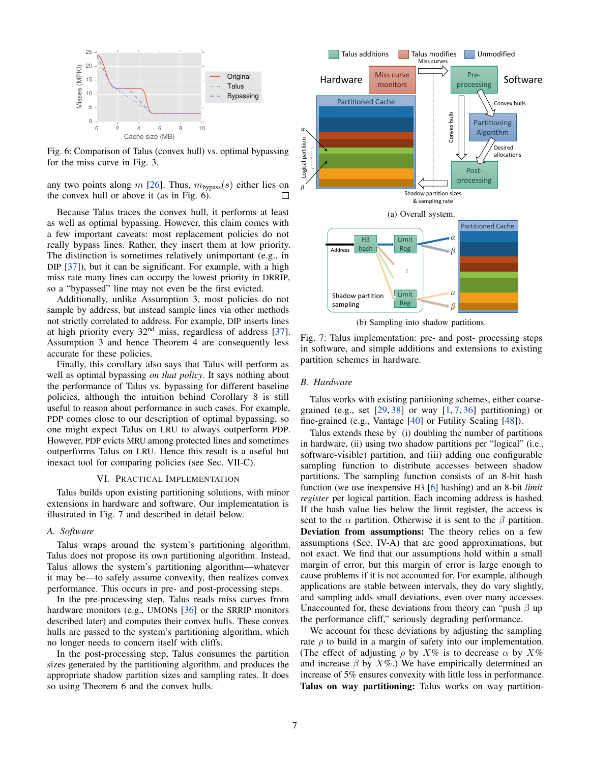Fig. 6: Comparison of Talus (convex hull) vs. optimal bypassing for the miss curve in Fig. 3.

any two points along $m$ [26]. Thus, $m_{\text{bypass}}(s)$ either lies on the convex hull or above it (as in Fig. 6). □

Because Talus traces the convex hull, it performs at least as well as optimal bypassing. However, this claim comes with a few important caveats: most replacement policies do not really bypass lines. Rather, they insert them at low priority. The distinction is sometimes relatively unimportant (e.g., in DIP [37]), but it can be significant. For example, with a high miss rate many lines can occupy the lowest priority in DRRIP, so a "bypassed" line may not even be the first evicted.

Additionally, unlike Assumption 3, most policies do not sample by address, but instead sample lines via other methods not strictly correlated to address. For example, DIP inserts lines at high priority every 32nd miss, regardless of address [37]. Assumption 3 and hence Theorem 4 are consequently less accurate for these policies.

Finally, this corollary also says that Talus will perform as well as optimal bypassing *on that policy*. It says nothing about the performance of Talus vs. bypassing for different baseline policies, although the intuition behind Corollary 8 is still useful to reason about performance in such cases. For example, PDP comes close to our description of optimal bypassing, so one might expect Talus on LRU to always outperform PDP. However, PDP evicts MRU among protected lines and sometimes outperforms Talus on LRU. Hence this result is a useful but inexact tool for comparing policies (see Sec. VII-C).

## VI. Practical Implementation

Talus builds upon existing partitioning solutions, with minor extensions in hardware and software. Our implementation is illustrated in Fig. 7 and described in detail below.

### A. Software

Talus wraps around the system's partitioning algorithm. Talus does not propose its own partitioning algorithm. Instead, Talus allows the system's partitioning algorithm—whatever it may be—to safely assume convexity, then realizes convex performance. This occurs in pre- and post-processing steps.

In the pre-processing step, Talus reads miss curves from hardware monitors (e.g., UMONs [36] or the SRRIP monitors described later) and computes their convex hulls. These convex hulls are passed to the system's partitioning algorithm, which no longer needs to concern itself with cliffs.

In the post-processing step, Talus consumes the partition sizes generated by the partitioning algorithm, and produces the appropriate shadow partition sizes and sampling rates. It does so using Theorem 6 and the convex hulls.

(a) Overall system.

(b) Sampling into shadow partitions.

Fig. 7: Talus implementation: pre- and post- processing steps in software, and simple additions and extensions to existing partition schemes in hardware.

### B. Hardware

Talus works with existing partitioning schemes, either coarse-grained (e.g., set [29, 38] or way [1, 7, 36] partitioning) or fine-grained (e.g., Vantage [40] or Futility Scaling [48]).

Talus extends these by (i) doubling the number of partitions in hardware, (ii) using two shadow partitions per "logical" (i.e., software-visible) partition, and (iii) adding one configurable sampling function to distribute accesses between shadow partitions. The sampling function consists of an 8-bit hash function (we use inexpensive H3 [6] hashing) and an 8-bit *limit register* per logical partition. Each incoming address is hashed. If the hash value lies below the limit register, the access is sent to the $\alpha$ partition. Otherwise it is sent to the $\beta$ partition.

**Deviation from assumptions:** The theory relies on a few assumptions (Sec. IV-A) that are good approximations, but not exact. We find that our assumptions hold within a small margin of error, but this margin of error is large enough to cause problems if it is not accounted for. For example, although applications are stable between intervals, they do vary slightly, and sampling adds small deviations, even over many accesses. Unaccounted for, these deviations from theory can "push $\beta$ up the performance cliff," seriously degrading performance.

We account for these deviations by adjusting the sampling rate $\rho$ to build in a margin of safety into our implementation. (The effect of adjusting $\rho$ by $X\%$ is to decrease $\alpha$ by $X\%$ and increase $\beta$ by $X\%$.) We have empirically determined an increase of 5% ensures convexity with little loss in performance.

**Talus on way partitioning:** Talus works on way partition-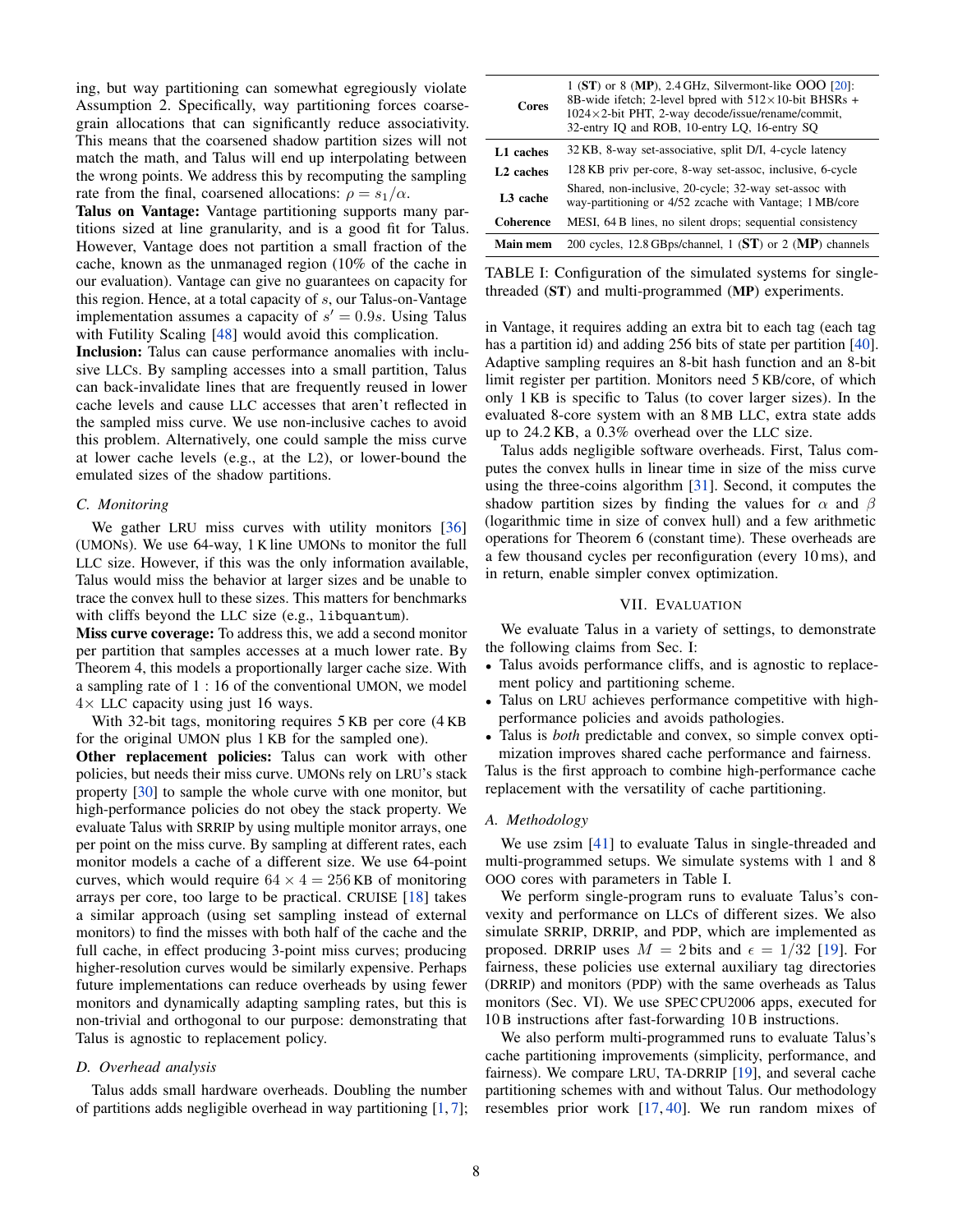ing, but way partitioning can somewhat egregiously violate Assumption 2. Specifically, way partitioning forces coarse-grain allocations that can significantly reduce associativity. This means that the coarsened shadow partition sizes will not match the math, and Talus will end up interpolating between the wrong points. We address this by recomputing the sampling rate from the final, coarsened allocations: $\rho = s_1/\alpha$.

**Talus on Vantage:** Vantage partitioning supports many partitions sized at line granularity, and is a good fit for Talus. However, Vantage does not partition a small fraction of the cache, known as the unmanaged region (10% of the cache in our evaluation). Vantage can give no guarantees on capacity for this region. Hence, at a total capacity of $s$, our Talus-on-Vantage implementation assumes a capacity of $s' = 0.9s$. Using Talus with Futility Scaling [48] would avoid this complication.

**Inclusion:** Talus can cause performance anomalies with inclusive LLCs. By sampling accesses into a small partition, Talus can back-invalidate lines that are frequently reused in lower cache levels and cause LLC accesses that aren't reflected in the sampled miss curve. We use non-inclusive caches to avoid this problem. Alternatively, one could sample the miss curve at lower cache levels (e.g., at the L2), or lower-bound the emulated sizes of the shadow partitions.

### C. Monitoring

We gather LRU miss curves with utility monitors [36] (UMONs). We use 64-way, 1 K line UMONs to monitor the full LLC size. However, if this was the only information available, Talus would miss the behavior at larger sizes and be unable to trace the convex hull to these sizes. This matters for benchmarks with cliffs beyond the LLC size (e.g., `libquantum`).

**Miss curve coverage:** To address this, we add a second monitor per partition that samples accesses at a much lower rate. By Theorem 4, this models a proportionally larger cache size. With a sampling rate of 1 : 16 of the conventional UMON, we model $4\times$ LLC capacity using just 16 ways.

With 32-bit tags, monitoring requires 5 KB per core (4 KB for the original UMON plus 1 KB for the sampled one).

**Other replacement policies:** Talus can work with other policies, but needs their miss curve. UMONs rely on LRU's stack property [30] to sample the whole curve with one monitor, but high-performance policies do not obey the stack property. We evaluate Talus with SRRIP by using multiple monitor arrays, one per point on the miss curve. By sampling at different rates, each monitor models a cache of a different size. We use 64-point curves, which would require $64 \times 4 = 256$ KB of monitoring arrays per core, too large to be practical. CRUISE [18] takes a similar approach (using set sampling instead of external monitors) to find the misses with both half of the cache and the full cache, in effect producing 3-point miss curves; producing higher-resolution curves would be similarly expensive. Perhaps future implementations can reduce overheads by using fewer monitors and dynamically adapting sampling rates, but this is non-trivial and orthogonal to our purpose: demonstrating that Talus is agnostic to replacement policy.

### D. Overhead analysis

Talus adds small hardware overheads. Doubling the number of partitions adds negligible overhead in way partitioning [1, 7]; in Vantage, it requires adding an extra bit to each tag (each tag has a partition id) and adding 256 bits of state per partition [40]. Adaptive sampling requires an 8-bit hash function and an 8-bit limit register per partition. Monitors need 5 KB/core, of which only 1 KB is specific to Talus (to cover larger sizes). In the evaluated 8-core system with an 8 MB LLC, extra state adds up to 24.2 KB, a 0.3% overhead over the LLC size.

Talus adds negligible software overheads. First, Talus computes the convex hulls in linear time in size of the miss curve using the three-coins algorithm [31]. Second, it computes the shadow partition sizes by finding the values for $\alpha$ and $\beta$ (logarithmic time in size of convex hull) and a few arithmetic operations for Theorem 6 (constant time). These overheads are a few thousand cycles per reconfiguration (every 10 ms), and in return, enable simpler convex optimization.

| | |
|---|---|
| **Cores** | 1 (**ST**) or 8 (**MP**), 2.4 GHz, Silvermont-like OOO [20]: 8B-wide ifetch; 2-level bpred with 512×10-bit BHSRs + 1024×2-bit PHT, 2-way decode/issue/rename/commit, 32-entry IQ and ROB, 10-entry LQ, 16-entry SQ |
| **L1 caches** | 32 KB, 8-way set-associative, split D/I, 4-cycle latency |
| **L2 caches** | 128 KB priv per-core, 8-way set-assoc, inclusive, 6-cycle |
| **L3 cache** | Shared, non-inclusive, 20-cycle; 32-way set-assoc with way-partitioning or 4/52 zcache with Vantage; 1 MB/core |
| **Coherence** | MESI, 64 B lines, no silent drops; sequential consistency |
| **Main mem** | 200 cycles, 12.8 GBps/channel, 1 (**ST**) or 2 (**MP**) channels |

TABLE I: Configuration of the simulated systems for single-threaded (**ST**) and multi-programmed (**MP**) experiments.

## VII. Evaluation

We evaluate Talus in a variety of settings, to demonstrate the following claims from Sec. I:

- Talus avoids performance cliffs, and is agnostic to replacement policy and partitioning scheme.
- Talus on LRU achieves performance competitive with high-performance policies and avoids pathologies.
- Talus is *both* predictable and convex, so simple convex optimization improves shared cache performance and fairness.

Talus is the first approach to combine high-performance cache replacement with the versatility of cache partitioning.

### A. Methodology

We use zsim [41] to evaluate Talus in single-threaded and multi-programmed setups. We simulate systems with 1 and 8 OOO cores with parameters in Table I.

We perform single-program runs to evaluate Talus's convexity and performance on LLCs of different sizes. We also simulate SRRIP, DRRIP, and PDP, which are implemented as proposed. DRRIP uses $M = 2$ bits and $\epsilon = 1/32$ [19]. For fairness, these policies use external auxiliary tag directories (DRRIP) and monitors (PDP) with the same overheads as Talus monitors (Sec. VI). We use SPEC CPU2006 apps, executed for 10 B instructions after fast-forwarding 10 B instructions.

We also perform multi-programmed runs to evaluate Talus's cache partitioning improvements (simplicity, performance, and fairness). We compare LRU, TA-DRRIP [19], and several cache partitioning schemes with and without Talus. Our methodology resembles prior work [17, 40]. We run random mixes of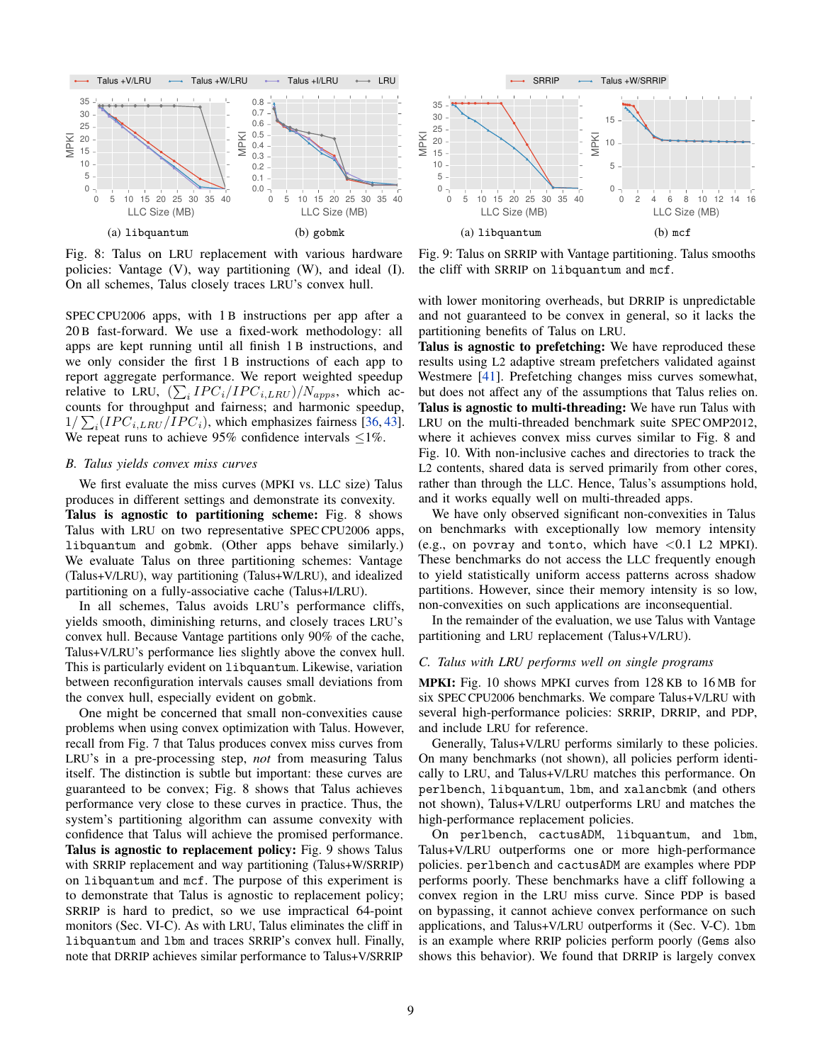Fig. 8: Talus on LRU replacement with various hardware policies: Vantage (V), way partitioning (W), and ideal (I). On all schemes, Talus closely traces LRU's convex hull.

Fig. 9: Talus on SRRIP with Vantage partitioning. Talus smooths the cliff with SRRIP on libquantum and mcf.

SPEC CPU2006 apps, with 1 B instructions per app after a 20 B fast-forward. We use a fixed-work methodology: all apps are kept running until all finish 1 B instructions, and we only consider the first 1 B instructions of each app to report aggregate performance. We report weighted speedup relative to LRU, $(\sum_i IPC_i/IPC_{i,LRU})/N_{apps}$, which accounts for throughput and fairness; and harmonic speedup, $1/\sum_i(IPC_{i,LRU}/IPC_i)$, which emphasizes fairness [36, 43]. We repeat runs to achieve 95% confidence intervals $\leq$1%.

### B. Talus yields convex miss curves

We first evaluate the miss curves (MPKI vs. LLC size) Talus produces in different settings and demonstrate its convexity.

**Talus is agnostic to partitioning scheme:** Fig. 8 shows Talus with LRU on two representative SPEC CPU2006 apps, libquantum and gobmk. (Other apps behave similarly.) We evaluate Talus on three partitioning schemes: Vantage (Talus+V/LRU), way partitioning (Talus+W/LRU), and idealized partitioning on a fully-associative cache (Talus+I/LRU).

In all schemes, Talus avoids LRU's performance cliffs, yields smooth, diminishing returns, and closely traces LRU's convex hull. Because Vantage partitions only 90% of the cache, Talus+V/LRU's performance lies slightly above the convex hull. This is particularly evident on libquantum. Likewise, variation between reconfiguration intervals causes small deviations from the convex hull, especially evident on gobmk.

One might be concerned that small non-convexities cause problems when using convex optimization with Talus. However, recall from Fig. 7 that Talus produces convex miss curves from LRU's in a pre-processing step, *not* from measuring Talus itself. The distinction is subtle but important: these curves are guaranteed to be convex; Fig. 8 shows that Talus achieves performance very close to these curves in practice. Thus, the system's partitioning algorithm can assume convexity with confidence that Talus will achieve the promised performance.

**Talus is agnostic to replacement policy:** Fig. 9 shows Talus with SRRIP replacement and way partitioning (Talus+W/SRRIP) on libquantum and mcf. The purpose of this experiment is to demonstrate that Talus is agnostic to replacement policy; SRRIP is hard to predict, so we use impractical 64-point monitors (Sec. VI-C). As with LRU, Talus eliminates the cliff in libquantum and lbm and traces SRRIP's convex hull. Finally, note that DRRIP achieves similar performance to Talus+V/SRRIP with lower monitoring overheads, but DRRIP is unpredictable and not guaranteed to be convex in general, so it lacks the partitioning benefits of Talus on LRU.

**Talus is agnostic to prefetching:** We have reproduced these results using L2 adaptive stream prefetchers validated against Westmere [41]. Prefetching changes miss curves somewhat, but does not affect any of the assumptions that Talus relies on.

**Talus is agnostic to multi-threading:** We have run Talus with LRU on the multi-threaded benchmark suite SPEC OMP2012, where it achieves convex miss curves similar to Fig. 8 and Fig. 10. With non-inclusive caches and directories to track the L2 contents, shared data is served primarily from other cores, rather than through the LLC. Hence, Talus's assumptions hold, and it works equally well on multi-threaded apps.

We have only observed significant non-convexities in Talus on benchmarks with exceptionally low memory intensity (e.g., on povray and tonto, which have <0.1 L2 MPKI). These benchmarks do not access the LLC frequently enough to yield statistically uniform access patterns across shadow partitions. However, since their memory intensity is so low, non-convexities on such applications are inconsequential.

In the remainder of the evaluation, we use Talus with Vantage partitioning and LRU replacement (Talus+V/LRU).

### C. Talus with LRU performs well on single programs

**MPKI:** Fig. 10 shows MPKI curves from 128 KB to 16 MB for six SPEC CPU2006 benchmarks. We compare Talus+V/LRU with several high-performance policies: SRRIP, DRRIP, and PDP, and include LRU for reference.

Generally, Talus+V/LRU performs similarly to these policies. On many benchmarks (not shown), all policies perform identically to LRU, and Talus+V/LRU matches this performance. On perlbench, libquantum, lbm, and xalancbmk (and others not shown), Talus+V/LRU outperforms LRU and matches the high-performance replacement policies.

On perlbench, cactusADM, libquantum, and lbm, Talus+V/LRU outperforms one or more high-performance policies. perlbench and cactusADM are examples where PDP performs poorly. These benchmarks have a cliff following a convex region in the LRU miss curve. Since PDP is based on bypassing, it cannot achieve convex performance on such applications, and Talus+V/LRU outperforms it (Sec. V-C). lbm is an example where RRIP policies perform poorly (Gems also shows this behavior). We found that DRRIP is largely convex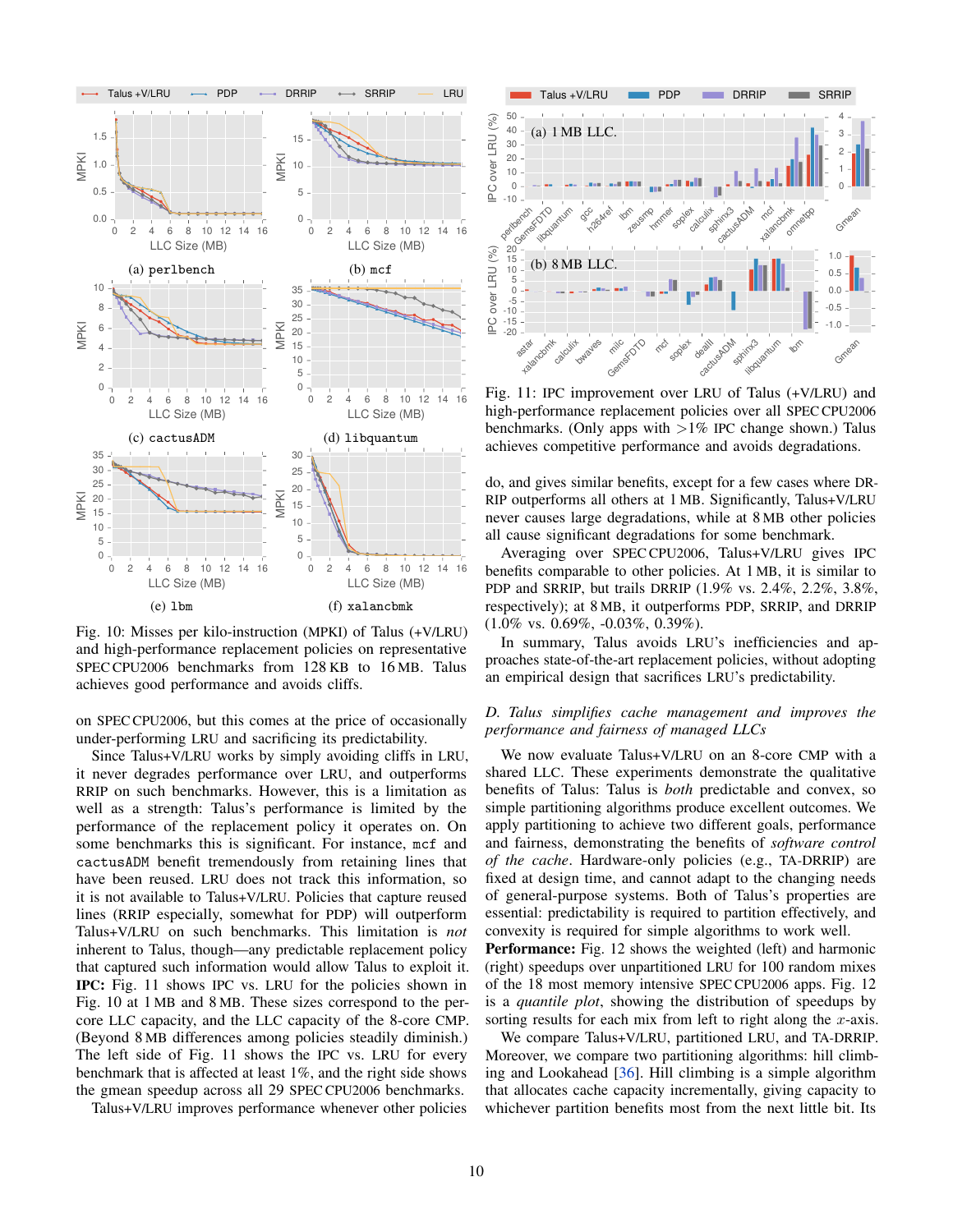Fig. 10: Misses per kilo-instruction (MPKI) of Talus (+V/LRU) and high-performance replacement policies on representative SPEC CPU2006 benchmarks from 128 KB to 16 MB. Talus achieves good performance and avoids cliffs.

on SPEC CPU2006, but this comes at the price of occasionally under-performing LRU and sacrificing its predictability.

Since Talus+V/LRU works by simply avoiding cliffs in LRU, it never degrades performance over LRU, and outperforms RRIP on such benchmarks. However, this is a limitation as well as a strength: Talus's performance is limited by the performance of the replacement policy it operates on. On some benchmarks this is significant. For instance, `mcf` and `cactusADM` benefit tremendously from retaining lines that have been reused. LRU does not track this information, so it is not available to Talus+V/LRU. Policies that capture reused lines (RRIP especially, somewhat for PDP) will outperform Talus+V/LRU on such benchmarks. This limitation is *not* inherent to Talus, though—any predictable replacement policy that captured such information would allow Talus to exploit it.

**IPC:** Fig. 11 shows IPC vs. LRU for the policies shown in Fig. 10 at 1 MB and 8 MB. These sizes correspond to the per-core LLC capacity, and the LLC capacity of the 8-core CMP. (Beyond 8 MB differences among policies steadily diminish.) The left side of Fig. 11 shows the IPC vs. LRU for every benchmark that is affected at least 1%, and the right side shows the gmean speedup across all 29 SPEC CPU2006 benchmarks.

Talus+V/LRU improves performance whenever other policies do, and gives similar benefits, except for a few cases where DRRIP outperforms all others at 1 MB. Significantly, Talus+V/LRU never causes large degradations, while at 8 MB other policies all cause significant degradations for some benchmark.

Fig. 11: IPC improvement over LRU of Talus (+V/LRU) and high-performance replacement policies over all SPEC CPU2006 benchmarks. (Only apps with >1% IPC change shown.) Talus achieves competitive performance and avoids degradations.

Averaging over SPEC CPU2006, Talus+V/LRU gives IPC benefits comparable to other policies. At 1 MB, it is similar to PDP and SRRIP, but trails DRRIP (1.9% vs. 2.4%, 2.2%, 3.8%, respectively); at 8 MB, it outperforms PDP, SRRIP, and DRRIP (1.0% vs. 0.69%, -0.03%, 0.39%).

In summary, Talus avoids LRU's inefficiencies and approaches state-of-the-art replacement policies, without adopting an empirical design that sacrifices LRU's predictability.

### D. Talus simplifies cache management and improves the performance and fairness of managed LLCs

We now evaluate Talus+V/LRU on an 8-core CMP with a shared LLC. These experiments demonstrate the qualitative benefits of Talus: Talus is *both* predictable and convex, so simple partitioning algorithms produce excellent outcomes. We apply partitioning to achieve two different goals, performance and fairness, demonstrating the benefits of *software control of the cache*. Hardware-only policies (e.g., TA-DRRIP) are fixed at design time, and cannot adapt to the changing needs of general-purpose systems. Both of Talus's properties are essential: predictability is required to partition effectively, and convexity is required for simple algorithms to work well.

**Performance:** Fig. 12 shows the weighted (left) and harmonic (right) speedups over unpartitioned LRU for 100 random mixes of the 18 most memory intensive SPEC CPU2006 apps. Fig. 12 is a *quantile plot*, showing the distribution of speedups by sorting results for each mix from left to right along the $x$-axis.

We compare Talus+V/LRU, partitioned LRU, and TA-DRRIP. Moreover, we compare two partitioning algorithms: hill climbing and Lookahead [36]. Hill climbing is a simple algorithm that allocates cache capacity incrementally, giving capacity to whichever partition benefits most from the next little bit. Its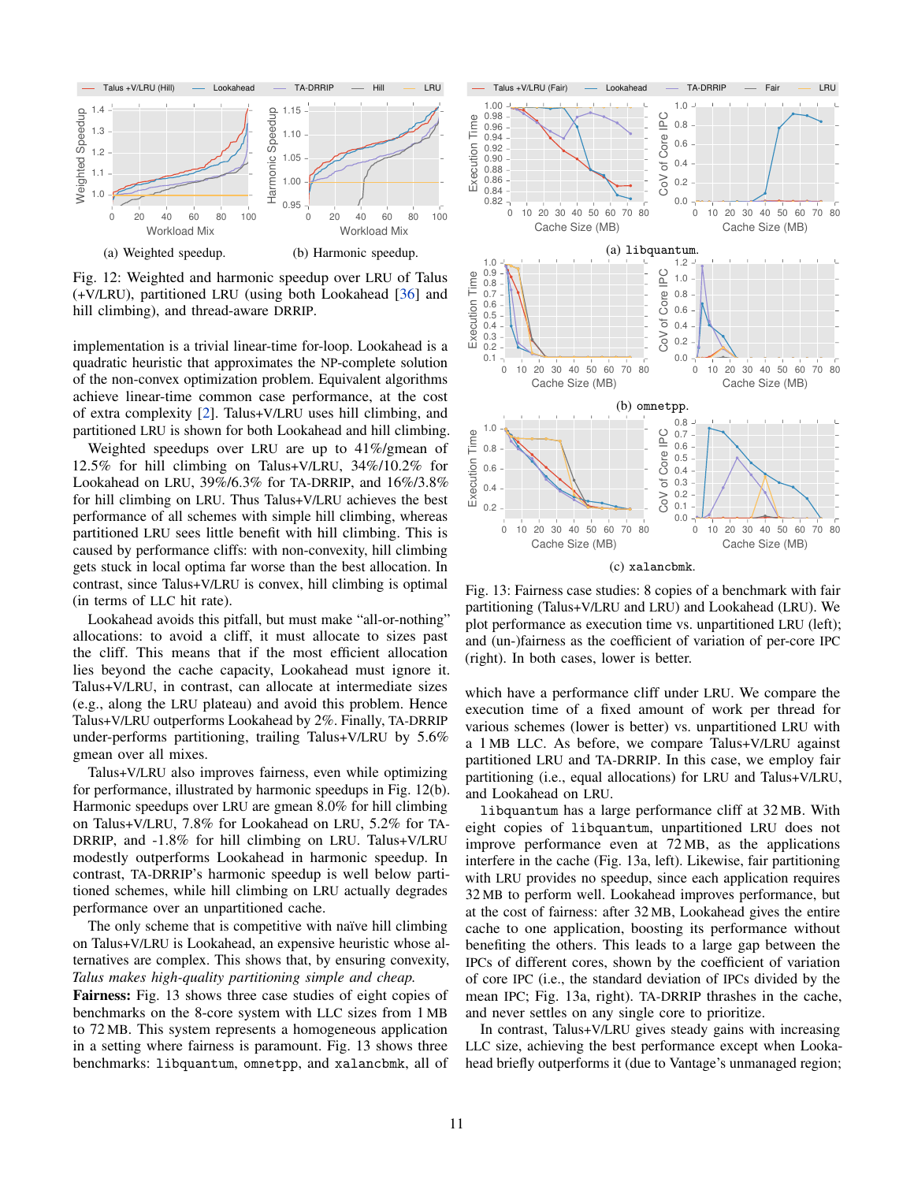Fig. 12: Weighted and harmonic speedup over LRU of Talus (+V/LRU), partitioned LRU (using both Lookahead [36] and hill climbing), and thread-aware DRRIP.

(a) Weighted speedup.

(b) Harmonic speedup.

implementation is a trivial linear-time for-loop. Lookahead is a quadratic heuristic that approximates the NP-complete solution of the non-convex optimization problem. Equivalent algorithms achieve linear-time common case performance, at the cost of extra complexity [2]. Talus+V/LRU uses hill climbing, and partitioned LRU is shown for both Lookahead and hill climbing.

Weighted speedups over LRU are up to 41%/gmean of 12.5% for hill climbing on Talus+V/LRU, 34%/10.2% for Lookahead on LRU, 39%/6.3% for TA-DRRIP, and 16%/3.8% for hill climbing on LRU. Thus Talus+V/LRU achieves the best performance of all schemes with simple hill climbing, whereas partitioned LRU sees little benefit with hill climbing. This is caused by performance cliffs: with non-convexity, hill climbing gets stuck in local optima far worse than the best allocation. In contrast, since Talus+V/LRU is convex, hill climbing is optimal (in terms of LLC hit rate).

Lookahead avoids this pitfall, but must make "all-or-nothing" allocations: to avoid a cliff, it must allocate to sizes past the cliff. This means that if the most efficient allocation lies beyond the cache capacity, Lookahead must ignore it. Talus+V/LRU, in contrast, can allocate at intermediate sizes (e.g., along the LRU plateau) and avoid this problem. Hence Talus+V/LRU outperforms Lookahead by 2%. Finally, TA-DRRIP under-performs partitioning, trailing Talus+V/LRU by 5.6% gmean over all mixes.

Talus+V/LRU also improves fairness, even while optimizing for performance, illustrated by harmonic speedups in Fig. 12(b). Harmonic speedups over LRU are gmean 8.0% for hill climbing on Talus+V/LRU, 7.8% for Lookahead on LRU, 5.2% for TA-DRRIP, and -1.8% for hill climbing on LRU. Talus+V/LRU modestly outperforms Lookahead in harmonic speedup. In contrast, TA-DRRIP's harmonic speedup is well below partitioned schemes, while hill climbing on LRU actually degrades performance over an unpartitioned cache.

The only scheme that is competitive with naïve hill climbing on Talus+V/LRU is Lookahead, an expensive heuristic whose alternatives are complex. This shows that, by ensuring convexity, *Talus makes high-quality partitioning simple and cheap.*

**Fairness:** Fig. 13 shows three case studies of eight copies of benchmarks on the 8-core system with LLC sizes from 1 MB to 72 MB. This system represents a homogeneous application in a setting where fairness is paramount. Fig. 13 shows three benchmarks: `libquantum`, `omnetpp`, and `xalancbmk`, all of which have a performance cliff under LRU. We compare the execution time of a fixed amount of work per thread for various schemes (lower is better) vs. unpartitioned LRU with a 1 MB LLC. As before, we compare Talus+V/LRU against partitioned LRU and TA-DRRIP. In this case, we employ fair partitioning (i.e., equal allocations) for LRU and Talus+V/LRU, and Lookahead on LRU.

(a) `libquantum`.

(b) `omnetpp`.

(c) `xalancbmk`.

Fig. 13: Fairness case studies: 8 copies of a benchmark with fair partitioning (Talus+V/LRU and LRU) and Lookahead (LRU). We plot performance as execution time vs. unpartitioned LRU (left); and (un-)fairness as the coefficient of variation of per-core IPC (right). In both cases, lower is better.

`libquantum` has a large performance cliff at 32 MB. With eight copies of `libquantum`, unpartitioned LRU does not improve performance even at 72 MB, as the applications interfere in the cache (Fig. 13a, left). Likewise, fair partitioning with LRU provides no speedup, since each application requires 32 MB to perform well. Lookahead improves performance, but at the cost of fairness: after 32 MB, Lookahead gives the entire cache to one application, boosting its performance without benefiting the others. This leads to a large gap between the IPCs of different cores, shown by the coefficient of variation of core IPC (i.e., the standard deviation of IPCs divided by the mean IPC; Fig. 13a, right). TA-DRRIP thrashes in the cache, and never settles on any single core to prioritize.

In contrast, Talus+V/LRU gives steady gains with increasing LLC size, achieving the best performance except when Lookahead briefly outperforms it (due to Vantage's unmanaged region;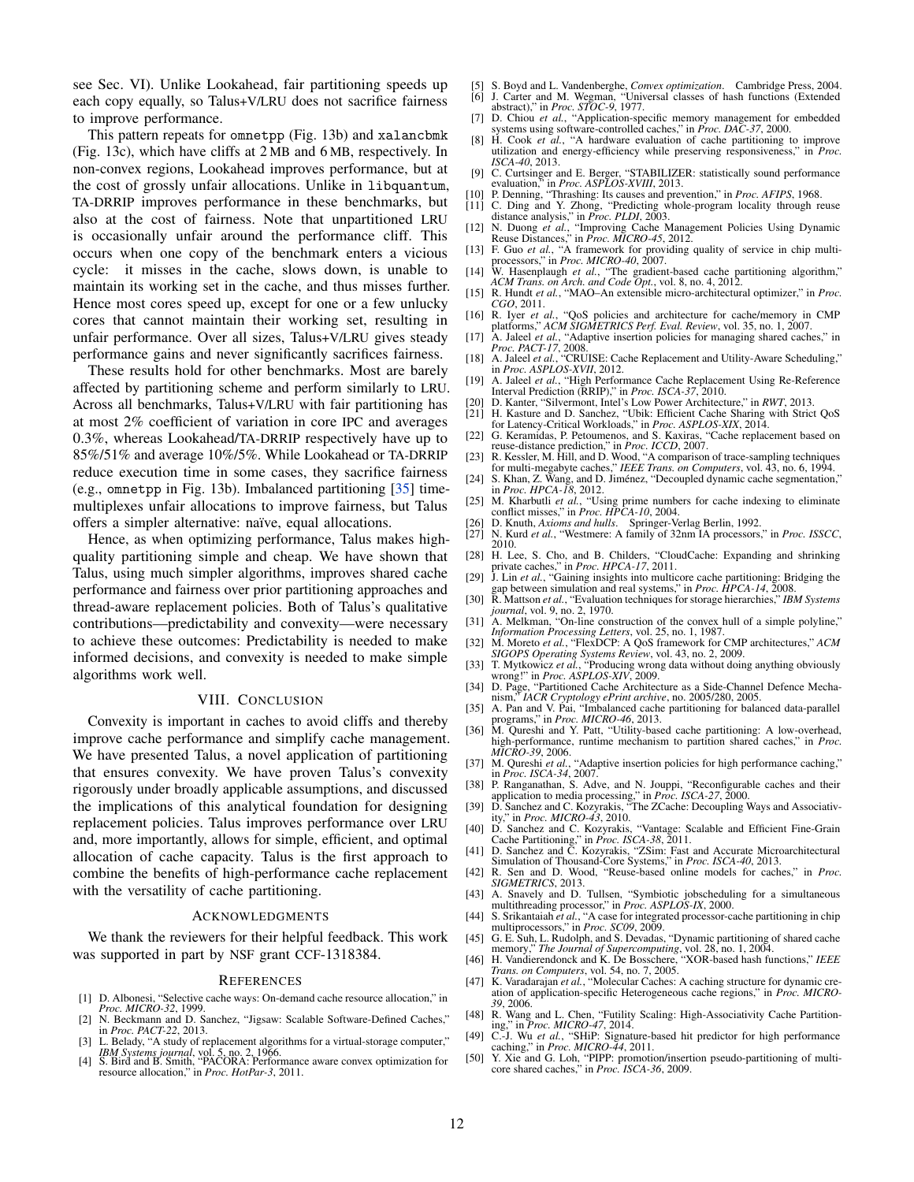see Sec. VI). Unlike Lookahead, fair partitioning speeds up each copy equally, so Talus+V/LRU does not sacrifice fairness to improve performance.

This pattern repeats for omnetpp (Fig. 13b) and xalancbmk (Fig. 13c), which have cliffs at 2 MB and 6 MB, respectively. In non-convex regions, Lookahead improves performance, but at the cost of grossly unfair allocations. Unlike in libquantum, TA-DRRIP improves performance in these benchmarks, but also at the cost of fairness. Note that unpartitioned LRU is occasionally unfair around the performance cliff. This occurs when one copy of the benchmark enters a vicious cycle: it misses in the cache, slows down, is unable to maintain its working set in the cache, and thus misses further. Hence most cores speed up, except for one or a few unlucky cores that cannot maintain their working set, resulting in unfair performance. Over all sizes, Talus+V/LRU gives steady performance gains and never significantly sacrifices fairness.

These results hold for other benchmarks. Most are barely affected by partitioning scheme and perform similarly to LRU. Across all benchmarks, Talus+V/LRU with fair partitioning has at most 2% coefficient of variation in core IPC and averages 0.3%, whereas Lookahead/TA-DRRIP respectively have up to 85%/51% and average 10%/5%. While Lookahead or TA-DRRIP reduce execution time in some cases, they sacrifice fairness (e.g., omnetpp in Fig. 13b). Imbalanced partitioning [35] time-multiplexes unfair allocations to improve fairness, but Talus offers a simpler alternative: naïve, equal allocations.

Hence, as when optimizing performance, Talus makes high-quality partitioning simple and cheap. We have shown that Talus, using much simpler algorithms, improves shared cache performance and fairness over prior partitioning approaches and thread-aware replacement policies. Both of Talus's qualitative contributions—predictability and convexity—were necessary to achieve these outcomes: Predictability is needed to make informed decisions, and convexity is needed to make simple algorithms work well.

## VIII. Conclusion

Convexity is important in caches to avoid cliffs and thereby improve cache performance and simplify cache management. We have presented Talus, a novel application of partitioning that ensures convexity. We have proven Talus's convexity rigorously under broadly applicable assumptions, and discussed the implications of this analytical foundation for designing replacement policies. Talus improves performance over LRU and, more importantly, allows for simple, efficient, and optimal allocation of cache capacity. Talus is the first approach to combine the benefits of high-performance cache replacement with the versatility of cache partitioning.

## Acknowledgments

We thank the reviewers for their helpful feedback. This work was supported in part by NSF grant CCF-1318384.

## References

[1] D. Albonesi, "Selective cache ways: On-demand cache resource allocation," in *Proc. MICRO-32*, 1999.

[2] N. Beckmann and D. Sanchez, "Jigsaw: Scalable Software-Defined Caches," in *Proc. PACT-22*, 2013.

[3] L. Belady, "A study of replacement algorithms for a virtual-storage computer," *IBM Systems journal*, vol. 5, no. 2, 1966.

[4] S. Bird and B. Smith, "PACORA: Performance aware convex optimization for resource allocation," in *Proc. HotPar-3*, 2011.

[5] S. Boyd and L. Vandenberghe, *Convex optimization*. Cambridge Press, 2004.

[6] J. Carter and M. Wegman, "Universal classes of hash functions (Extended abstract)," in *Proc. STOC-9*, 1977.

[7] D. Chiou *et al.*, "Application-specific memory management for embedded systems using software-controlled caches," in *Proc. DAC-37*, 2000.

[8] H. Cook *et al.*, "A hardware evaluation of cache partitioning to improve utilization and energy-efficiency while preserving responsiveness," in *Proc. ISCA-40*, 2013.

[9] C. Curtsinger and E. Berger, "STABILIZER: statistically sound performance evaluation," in *Proc. ASPLOS-XVIII*, 2013.

[10] P. Denning, "Thrashing: Its causes and prevention," in *Proc. AFIPS*, 1968.

[11] C. Ding and Y. Zhong, "Predicting whole-program locality through reuse distance analysis," in *Proc. PLDI*, 2003.

[12] N. Duong *et al.*, "Improving Cache Management Policies Using Dynamic Reuse Distances," in *Proc. MICRO-45*, 2012.

[13] F. Guo *et al.*, "A framework for providing quality of service in chip multi-processors," in *Proc. MICRO-40*, 2007.

[14] W. Hasenplaugh *et al.*, "The gradient-based cache partitioning algorithm," *ACM Trans. on Arch. and Code Opt.*, vol. 8, no. 4, 2012.

[15] R. Hundt *et al.*, "MAO–An extensible micro-architectural optimizer," in *Proc. CGO*, 2011.

[16] R. Iyer *et al.*, "QoS policies and architecture for cache/memory in CMP platforms," *ACM SIGMETRICS Perf. Eval. Review*, vol. 35, no. 1, 2007.

[17] A. Jaleel *et al.*, "Adaptive insertion policies for managing shared caches," in *Proc. PACT-17*, 2008.

[18] A. Jaleel *et al.*, "CRUISE: Cache Replacement and Utility-Aware Scheduling," in *Proc. ASPLOS-XVII*, 2012.

[19] A. Jaleel *et al.*, "High Performance Cache Replacement Using Re-Reference Interval Prediction (RRIP)," in *Proc. ISCA-37*, 2010.

[20] D. Kanter, "Silvermont, Intel's Low Power Architecture," in *RWT*, 2013.

[21] H. Kasture and D. Sanchez, "Ubik: Efficient Cache Sharing with Strict QoS for Latency-Critical Workloads," in *Proc. ASPLOS-XIX*, 2014.

[22] G. Keramidas, P. Petoumenos, and S. Kaxiras, "Cache replacement based on reuse-distance prediction," in *Proc. ICCD*, 2007.

[23] R. Kessler, M. Hill, and D. Wood, "A comparison of trace-sampling techniques for multi-megabyte caches," *IEEE Trans. on Computers*, vol. 43, no. 6, 1994.

[24] S. Khan, Z. Wang, and D. Jiménez, "Decoupled dynamic cache segmentation," in *Proc. HPCA-18*, 2012.

[25] M. Kharbutli *et al.*, "Using prime numbers for cache indexing to eliminate conflict misses," in *Proc. HPCA-10*, 2004.

[26] D. Knuth, *Axioms and hulls*. Springer-Verlag Berlin, 1992.

[27] N. Kurd *et al.*, "Westmere: A family of 32nm IA processors," in *Proc. ISSCC*, 2010.

[28] H. Lee, S. Cho, and B. Childers, "CloudCache: Expanding and shrinking private caches," in *Proc. HPCA-17*, 2011.

[29] J. Lin *et al.*, "Gaining insights into multicore cache partitioning: Bridging the gap between simulation and real systems," in *Proc. HPCA-14*, 2008.

[30] R. Mattson *et al.*, "Evaluation techniques for storage hierarchies," *IBM Systems journal*, vol. 9, no. 2, 1970.

[31] A. Melkman, "On-line construction of the convex hull of a simple polyline," *Information Processing Letters*, vol. 25, no. 1, 1987.

[32] M. Moreto *et al.*, "FlexDCP: A QoS framework for CMP architectures," *ACM SIGOPS Operating Systems Review*, vol. 43, no. 2, 2009.

[33] T. Mytkowicz *et al.*, "Producing wrong data without doing anything obviously wrong!" in *Proc. ASPLOS-XIV*, 2009.

[34] D. Page, "Partitioned Cache Architecture as a Side-Channel Defence Mechanism," *IACR Cryptology ePrint archive*, no. 2005/280, 2005.

[35] A. Pan and V. Pai, "Imbalanced cache partitioning for balanced data-parallel programs," in *Proc. MICRO-46*, 2013.

[36] M. Qureshi and Y. Patt, "Utility-based cache partitioning: A low-overhead, high-performance, runtime mechanism to partition shared caches," in *Proc. MICRO-39*, 2006.

[37] M. Qureshi *et al.*, "Adaptive insertion policies for high performance caching," in *Proc. ISCA-34*, 2007.

[38] P. Ranganathan, S. Adve, and N. Jouppi, "Reconfigurable caches and their application to media processing," in *Proc. ISCA-27*, 2000.

[39] D. Sanchez and C. Kozyrakis, "The ZCache: Decoupling Ways and Associativity," in *Proc. MICRO-43*, 2010.

[40] D. Sanchez and C. Kozyrakis, "Vantage: Scalable and Efficient Fine-Grain Cache Partitioning," in *Proc. ISCA-38*, 2011.

[41] D. Sanchez and C. Kozyrakis, "ZSim: Fast and Accurate Microarchitectural Simulation of Thousand-Core Systems," in *Proc. ISCA-40*, 2013.

[42] R. Sen and D. Wood, "Reuse-based online models for caches," in *Proc. SIGMETRICS*, 2013.

[43] A. Snavely and D. Tullsen, "Symbiotic jobscheduling for a simultaneous multithreading processor," in *Proc. ASPLOS-IX*, 2000.

[44] S. Srikantaiah *et al.*, "A case for integrated processor-cache partitioning in chip multiprocessors," in *Proc. SC09*, 2009.

[45] G. E. Suh, L. Rudolph, and S. Devadas, "Dynamic partitioning of shared cache memory," *The Journal of Supercomputing*, vol. 28, no. 1, 2004.

[46] H. Vandierendonck and K. De Bosschere, "XOR-based hash functions," *IEEE Trans. on Computers*, vol. 54, no. 7, 2005.

[47] K. Varadarajan *et al.*, "Molecular Caches: A caching structure for dynamic creation of application-specific Heterogeneous cache regions," in *Proc. MICRO-39*, 2006.

[48] R. Wang and L. Chen, "Futility Scaling: High-Associativity Cache Partitioning," in *Proc. MICRO-47*, 2014.

[49] C.-J. Wu *et al.*, "SHiP: Signature-based hit predictor for high performance caching," in *Proc. MICRO-44*, 2011.

[50] Y. Xie and G. Loh, "PIPP: promotion/insertion pseudo-partitioning of multi-core shared caches," in *Proc. ISCA-36*, 2009.